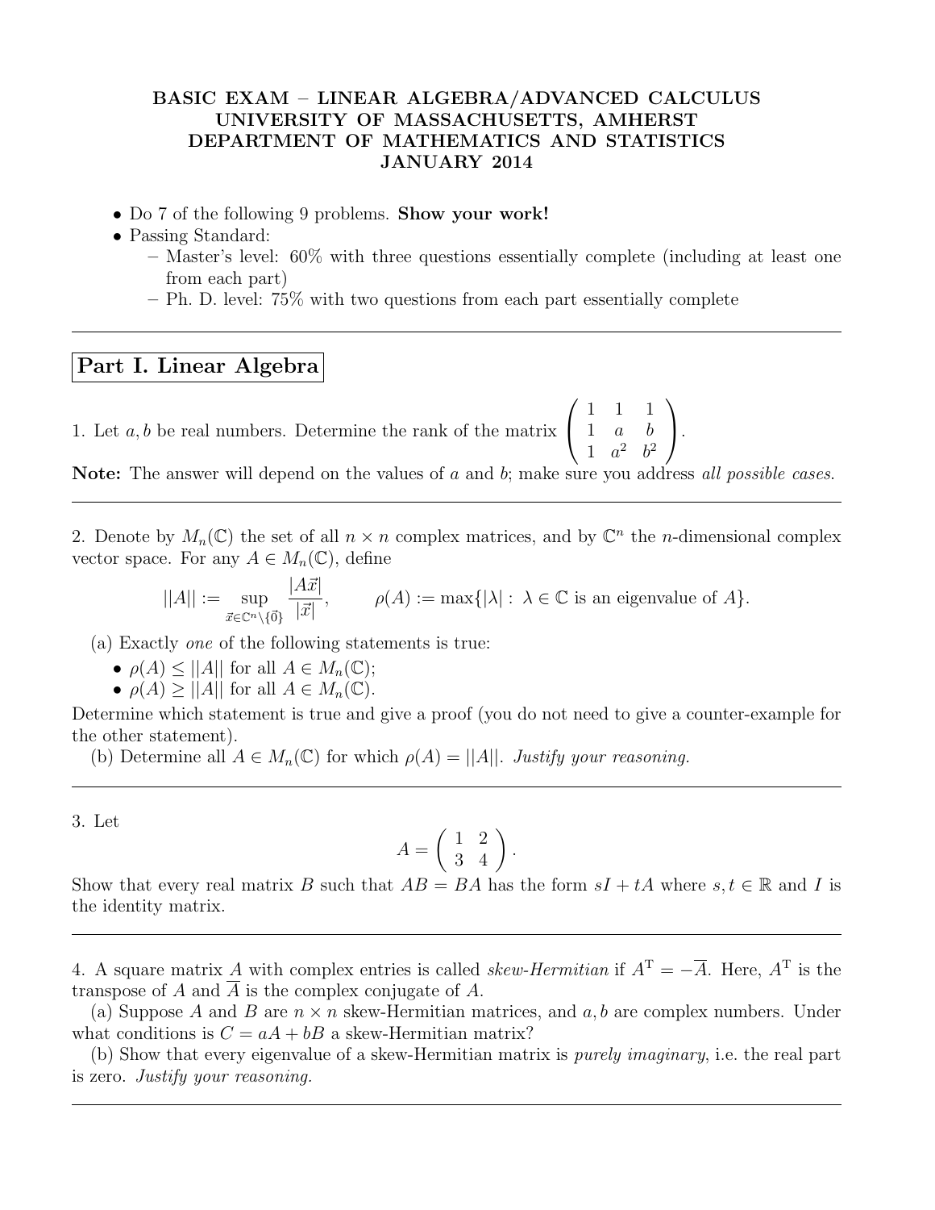**BASIC EXAM – LINEAR ALGEBRA/ADVANCED CALCULUS**
**UNIVERSITY OF MASSACHUSETTS, AMHERST**
**DEPARTMENT OF MATHEMATICS AND STATISTICS**
**JANUARY 2014**

- Do 7 of the following 9 problems. **Show your work!**
- Passing Standard:
  - Master's level: 60% with three questions essentially complete (including at least one from each part)
  - Ph. D. level: 75% with two questions from each part essentially complete

---

## Part I. Linear Algebra

1. Let $a, b$ be real numbers. Determine the rank of the matrix $\begin{pmatrix} 1 & 1 & 1 \\ 1 & a & b \\ 1 & a^2 & b^2 \end{pmatrix}$.

**Note:** The answer will depend on the values of $a$ and $b$; make sure you address *all possible cases*.

---

2. Denote by $M_n(\mathbb{C})$ the set of all $n \times n$ complex matrices, and by $\mathbb{C}^n$ the $n$-dimensional complex vector space. For any $A \in M_n(\mathbb{C})$, define

$$||A|| := \sup_{\vec{x} \in \mathbb{C}^n \setminus \{\vec{0}\}} \frac{|A\vec{x}|}{|\vec{x}|}, \qquad \rho(A) := \max\{|\lambda| : \lambda \in \mathbb{C} \text{ is an eigenvalue of } A\}.$$

(a) Exactly *one* of the following statements is true:

- $\rho(A) \leq ||A||$ for all $A \in M_n(\mathbb{C})$;
- $\rho(A) \geq ||A||$ for all $A \in M_n(\mathbb{C})$.

Determine which statement is true and give a proof (you do not need to give a counter-example for the other statement).

(b) Determine all $A \in M_n(\mathbb{C})$ for which $\rho(A) = ||A||$. *Justify your reasoning.*

---

3. Let

$$A = \begin{pmatrix} 1 & 2 \\ 3 & 4 \end{pmatrix}.$$

Show that every real matrix $B$ such that $AB = BA$ has the form $sI + tA$ where $s, t \in \mathbb{R}$ and $I$ is the identity matrix.

---

4. A square matrix $A$ with complex entries is called *skew-Hermitian* if $A^{\mathrm{T}} = -\overline{A}$. Here, $A^{\mathrm{T}}$ is the transpose of $A$ and $\overline{A}$ is the complex conjugate of $A$.

(a) Suppose $A$ and $B$ are $n \times n$ skew-Hermitian matrices, and $a, b$ are complex numbers. Under what conditions is $C = aA + bB$ a skew-Hermitian matrix?

(b) Show that every eigenvalue of a skew-Hermitian matrix is *purely imaginary*, i.e. the real part is zero. *Justify your reasoning.*

---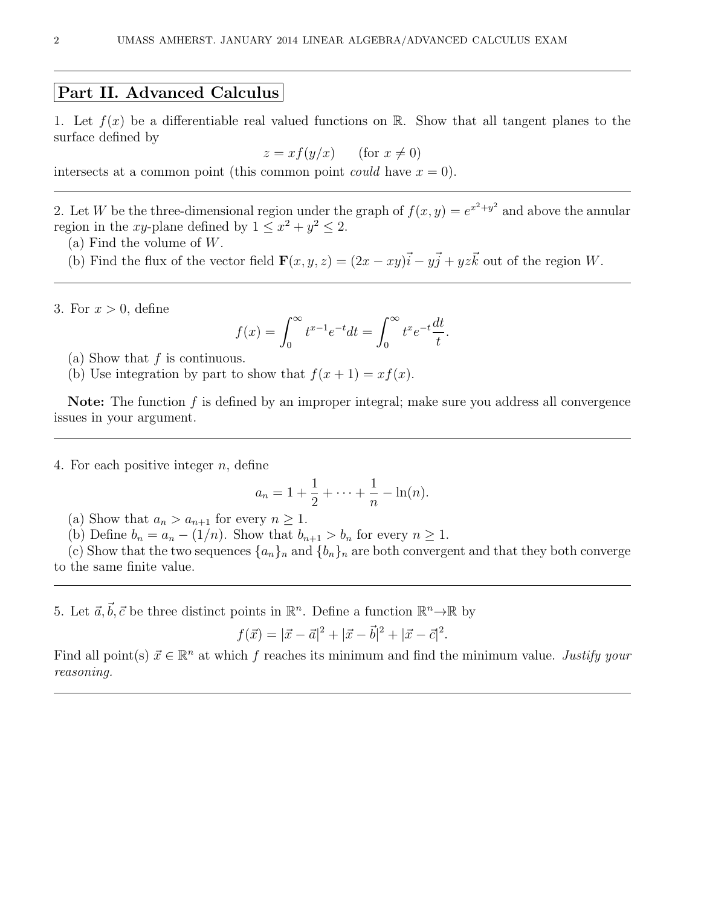## Part II. Advanced Calculus

1. Let $f(x)$ be a differentiable real valued functions on $\mathbb{R}$. Show that all tangent planes to the surface defined by

$$z = xf(y/x) \qquad (\text{for } x \neq 0)$$

intersects at a common point (this common point *could* have $x = 0$).

---

2. Let $W$ be the three-dimensional region under the graph of $f(x, y) = e^{x^2+y^2}$ and above the annular region in the $xy$-plane defined by $1 \leq x^2 + y^2 \leq 2$.

(a) Find the volume of $W$.

(b) Find the flux of the vector field $\mathbf{F}(x, y, z) = (2x - xy)\vec{i} - y\vec{j} + yz\vec{k}$ out of the region $W$.

---

3. For $x > 0$, define

$$f(x) = \int_0^\infty t^{x-1}e^{-t}dt = \int_0^\infty t^x e^{-t}\frac{dt}{t}.$$

(a) Show that $f$ is continuous.

(b) Use integration by part to show that $f(x + 1) = xf(x)$.

**Note:** The function $f$ is defined by an improper integral; make sure you address all convergence issues in your argument.

---

4. For each positive integer $n$, define

$$a_n = 1 + \frac{1}{2} + \cdots + \frac{1}{n} - \ln(n).$$

(a) Show that $a_n > a_{n+1}$ for every $n \geq 1$.

(b) Define $b_n = a_n - (1/n)$. Show that $b_{n+1} > b_n$ for every $n \geq 1$.

(c) Show that the two sequences $\{a_n\}_n$ and $\{b_n\}_n$ are both convergent and that they both converge to the same finite value.

---

5. Let $\vec{a}, \vec{b}, \vec{c}$ be three distinct points in $\mathbb{R}^n$. Define a function $\mathbb{R}^n \to \mathbb{R}$ by

$$f(\vec{x}) = |\vec{x} - \vec{a}|^2 + |\vec{x} - \vec{b}|^2 + |\vec{x} - \vec{c}|^2.$$

Find all point(s) $\vec{x} \in \mathbb{R}^n$ at which $f$ reaches its minimum and find the minimum value. *Justify your reasoning.*